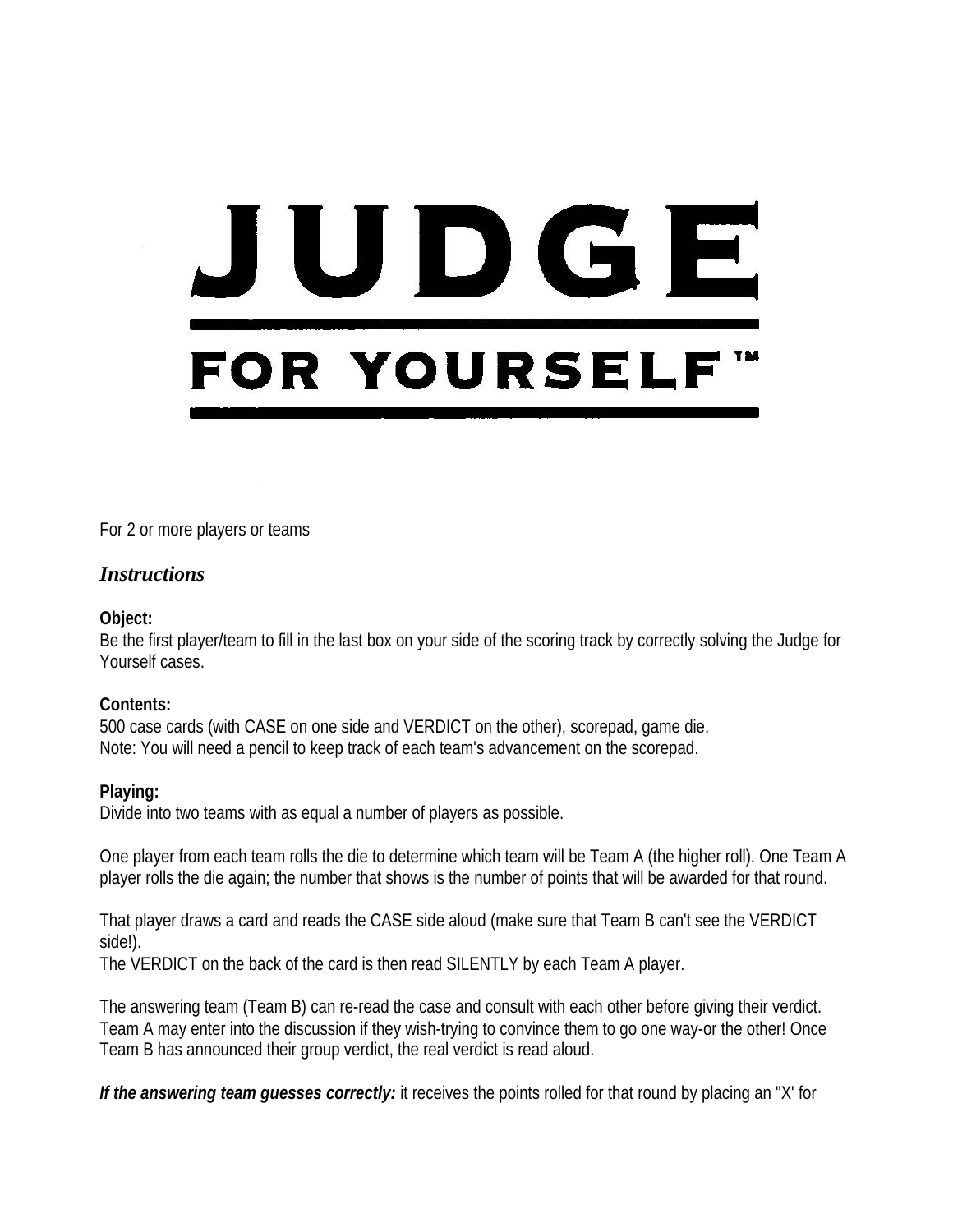# JUDGE

## FOR YOURSELF™

For 2 or more players or teams

### *Instructions*

**Object:**
Be the first player/team to fill in the last box on your side of the scoring track by correctly solving the Judge for Yourself cases.

**Contents:**
500 case cards (with CASE on one side and VERDICT on the other), scorepad, game die.
Note: You will need a pencil to keep track of each team's advancement on the scorepad.

**Playing:**
Divide into two teams with as equal a number of players as possible.

One player from each team rolls the die to determine which team will be Team A (the higher roll). One Team A player rolls the die again; the number that shows is the number of points that will be awarded for that round.

That player draws a card and reads the CASE side aloud (make sure that Team B can't see the VERDICT side!).
The VERDICT on the back of the card is then read SILENTLY by each Team A player.

The answering team (Team B) can re-read the case and consult with each other before giving their verdict. Team A may enter into the discussion if they wish-trying to convince them to go one way-or the other! Once Team B has announced their group verdict, the real verdict is read aloud.

***If the answering team guesses correctly:*** it receives the points rolled for that round by placing an "X' for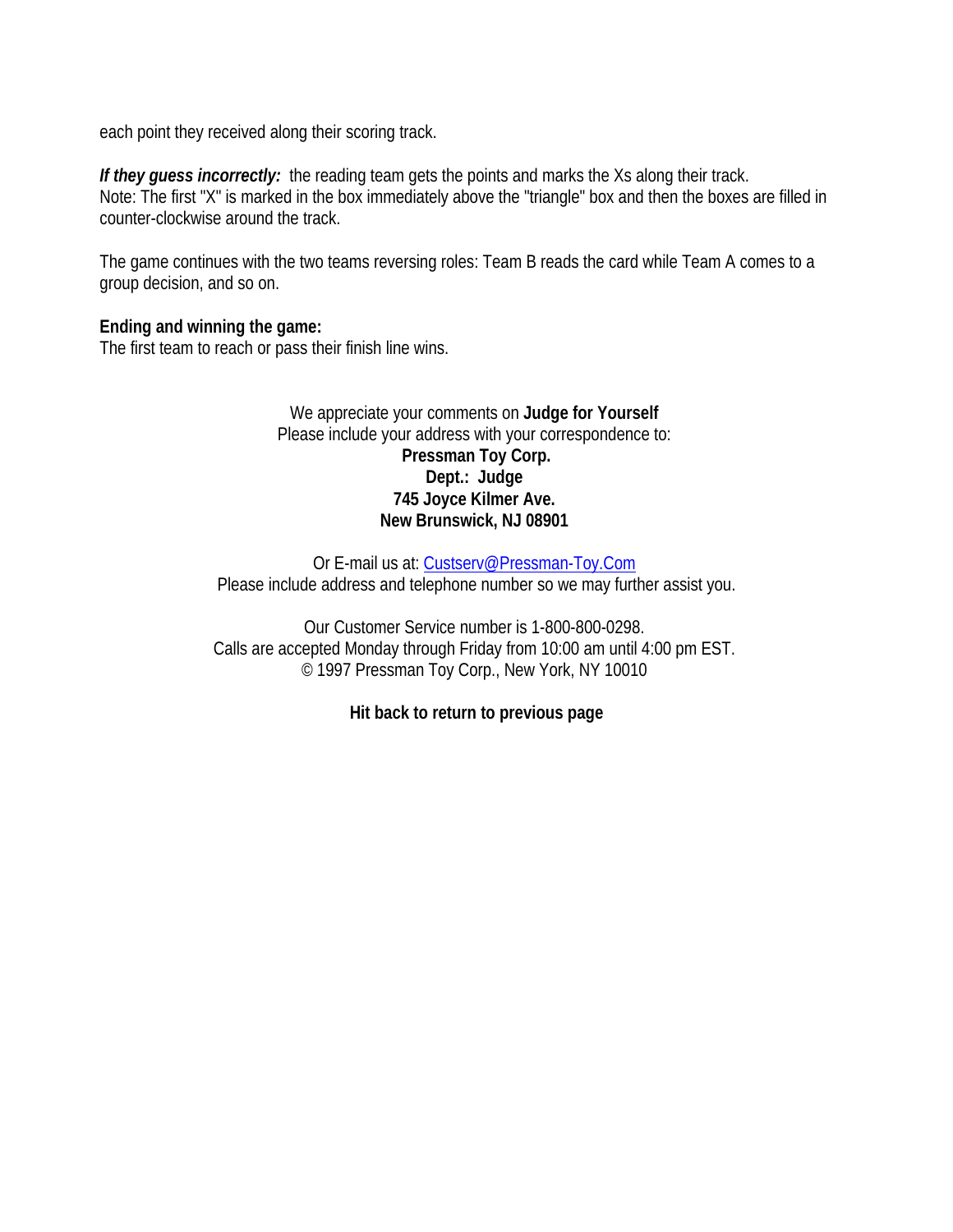each point they received along their scoring track.

***If they guess incorrectly:*** the reading team gets the points and marks the Xs along their track.
Note: The first "X" is marked in the box immediately above the "triangle" box and then the boxes are filled in counter-clockwise around the track.

The game continues with the two teams reversing roles: Team B reads the card while Team A comes to a group decision, and so on.

**Ending and winning the game:**
The first team to reach or pass their finish line wins.

We appreciate your comments on **Judge for Yourself**
Please include your address with your correspondence to:
**Pressman Toy Corp.**
**Dept.: Judge**
**745 Joyce Kilmer Ave.**
**New Brunswick, NJ 08901**

Or E-mail us at: Custserv@Pressman-Toy.Com
Please include address and telephone number so we may further assist you.

Our Customer Service number is 1-800-800-0298.
Calls are accepted Monday through Friday from 10:00 am until 4:00 pm EST.
© 1997 Pressman Toy Corp., New York, NY 10010

**Hit back to return to previous page**